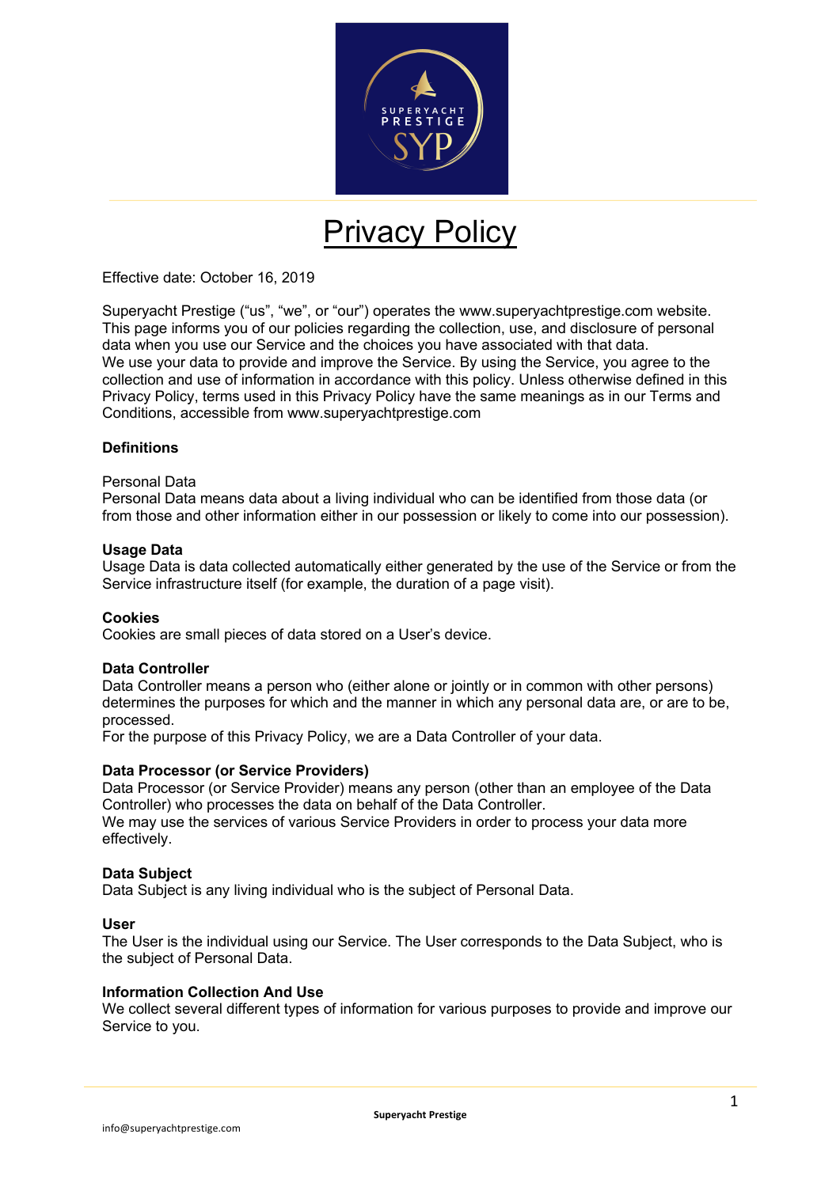# Privacy Policy

Effective date: October 16, 2019

Superyacht Prestige ("us", "we", or "our") operates the www.superyachtprestige.com website. This page informs you of our policies regarding the collection, use, and disclosure of personal data when you use our Service and the choices you have associated with that data.
We use your data to provide and improve the Service. By using the Service, you agree to the collection and use of information in accordance with this policy. Unless otherwise defined in this Privacy Policy, terms used in this Privacy Policy have the same meanings as in our Terms and Conditions, accessible from www.superyachtprestige.com

**Definitions**

Personal Data
Personal Data means data about a living individual who can be identified from those data (or from those and other information either in our possession or likely to come into our possession).

**Usage Data**
Usage Data is data collected automatically either generated by the use of the Service or from the Service infrastructure itself (for example, the duration of a page visit).

**Cookies**
Cookies are small pieces of data stored on a User's device.

**Data Controller**
Data Controller means a person who (either alone or jointly or in common with other persons) determines the purposes for which and the manner in which any personal data are, or are to be, processed.
For the purpose of this Privacy Policy, we are a Data Controller of your data.

**Data Processor (or Service Providers)**
Data Processor (or Service Provider) means any person (other than an employee of the Data Controller) who processes the data on behalf of the Data Controller.
We may use the services of various Service Providers in order to process your data more effectively.

**Data Subject**
Data Subject is any living individual who is the subject of Personal Data.

**User**
The User is the individual using our Service. The User corresponds to the Data Subject, who is the subject of Personal Data.

**Information Collection And Use**
We collect several different types of information for various purposes to provide and improve our Service to you.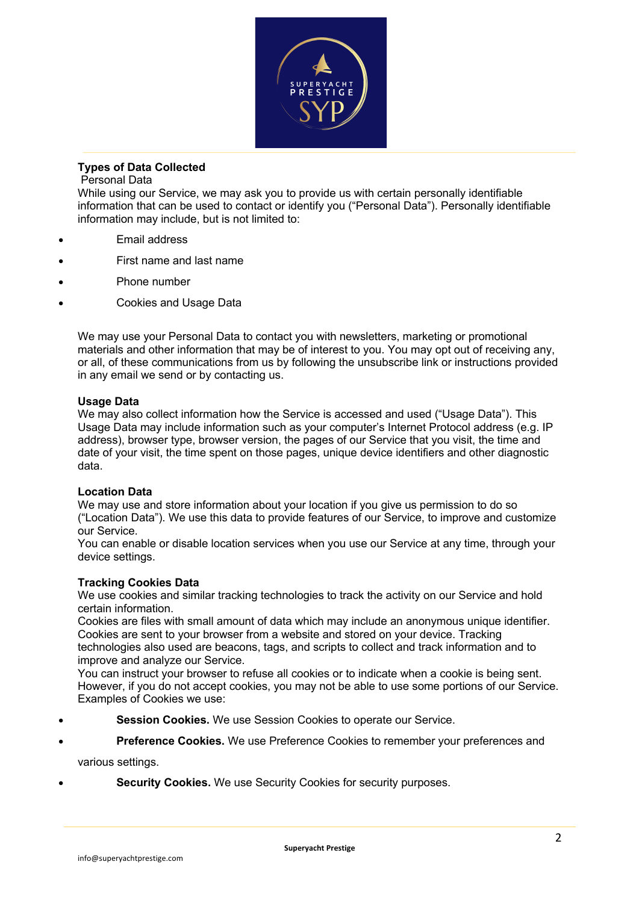**Types of Data Collected**

Personal Data

While using our Service, we may ask you to provide us with certain personally identifiable information that can be used to contact or identify you ("Personal Data"). Personally identifiable information may include, but is not limited to:

- Email address
- First name and last name
- Phone number
- Cookies and Usage Data

We may use your Personal Data to contact you with newsletters, marketing or promotional materials and other information that may be of interest to you. You may opt out of receiving any, or all, of these communications from us by following the unsubscribe link or instructions provided in any email we send or by contacting us.

**Usage Data**

We may also collect information how the Service is accessed and used ("Usage Data"). This Usage Data may include information such as your computer's Internet Protocol address (e.g. IP address), browser type, browser version, the pages of our Service that you visit, the time and date of your visit, the time spent on those pages, unique device identifiers and other diagnostic data.

**Location Data**

We may use and store information about your location if you give us permission to do so ("Location Data"). We use this data to provide features of our Service, to improve and customize our Service.

You can enable or disable location services when you use our Service at any time, through your device settings.

**Tracking Cookies Data**

We use cookies and similar tracking technologies to track the activity on our Service and hold certain information.

Cookies are files with small amount of data which may include an anonymous unique identifier. Cookies are sent to your browser from a website and stored on your device. Tracking technologies also used are beacons, tags, and scripts to collect and track information and to improve and analyze our Service.

You can instruct your browser to refuse all cookies or to indicate when a cookie is being sent. However, if you do not accept cookies, you may not be able to use some portions of our Service. Examples of Cookies we use:

- **Session Cookies.** We use Session Cookies to operate our Service.
- **Preference Cookies.** We use Preference Cookies to remember your preferences and various settings.
- **Security Cookies.** We use Security Cookies for security purposes.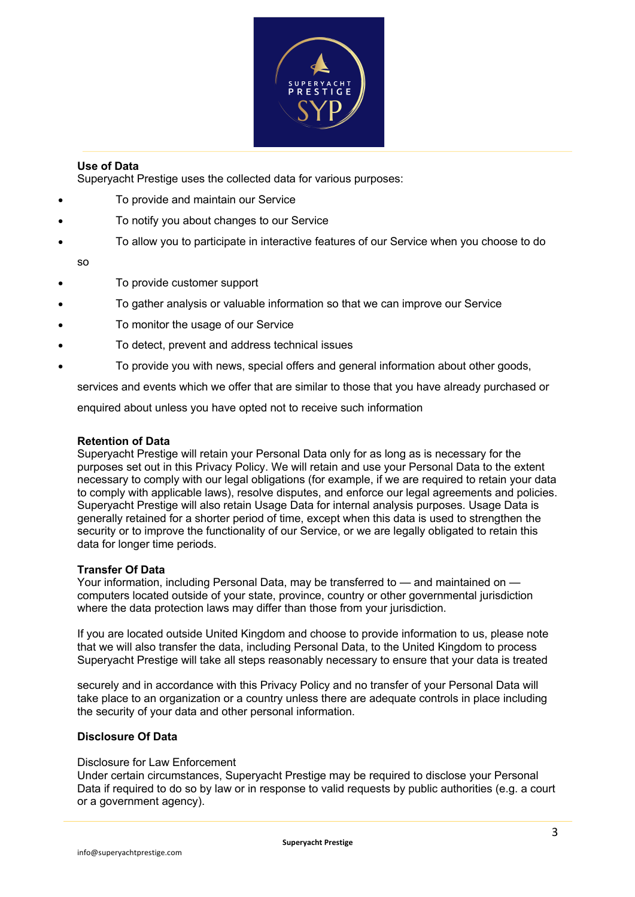**Use of Data**

Superyacht Prestige uses the collected data for various purposes:

- To provide and maintain our Service
- To notify you about changes to our Service
- To allow you to participate in interactive features of our Service when you choose to do so
- To provide customer support
- To gather analysis or valuable information so that we can improve our Service
- To monitor the usage of our Service
- To detect, prevent and address technical issues
- To provide you with news, special offers and general information about other goods, services and events which we offer that are similar to those that you have already purchased or enquired about unless you have opted not to receive such information

**Retention of Data**

Superyacht Prestige will retain your Personal Data only for as long as is necessary for the purposes set out in this Privacy Policy. We will retain and use your Personal Data to the extent necessary to comply with our legal obligations (for example, if we are required to retain your data to comply with applicable laws), resolve disputes, and enforce our legal agreements and policies. Superyacht Prestige will also retain Usage Data for internal analysis purposes. Usage Data is generally retained for a shorter period of time, except when this data is used to strengthen the security or to improve the functionality of our Service, or we are legally obligated to retain this data for longer time periods.

**Transfer Of Data**

Your information, including Personal Data, may be transferred to — and maintained on — computers located outside of your state, province, country or other governmental jurisdiction where the data protection laws may differ than those from your jurisdiction.

If you are located outside United Kingdom and choose to provide information to us, please note that we will also transfer the data, including Personal Data, to the United Kingdom to process Superyacht Prestige will take all steps reasonably necessary to ensure that your data is treated

securely and in accordance with this Privacy Policy and no transfer of your Personal Data will take place to an organization or a country unless there are adequate controls in place including the security of your data and other personal information.

**Disclosure Of Data**

Disclosure for Law Enforcement

Under certain circumstances, Superyacht Prestige may be required to disclose your Personal Data if required to do so by law or in response to valid requests by public authorities (e.g. a court or a government agency).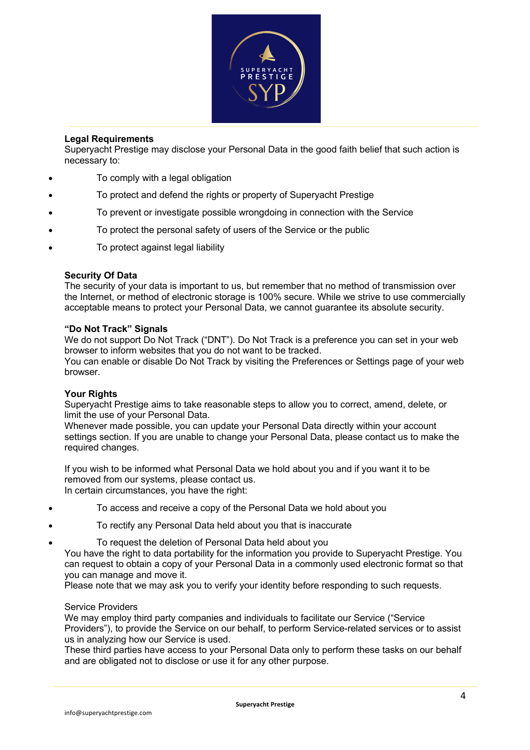**Legal Requirements**
Superyacht Prestige may disclose your Personal Data in the good faith belief that such action is necessary to:

- To comply with a legal obligation
- To protect and defend the rights or property of Superyacht Prestige
- To prevent or investigate possible wrongdoing in connection with the Service
- To protect the personal safety of users of the Service or the public
- To protect against legal liability

**Security Of Data**
The security of your data is important to us, but remember that no method of transmission over the Internet, or method of electronic storage is 100% secure. While we strive to use commercially acceptable means to protect your Personal Data, we cannot guarantee its absolute security.

**“Do Not Track” Signals**
We do not support Do Not Track (“DNT”). Do Not Track is a preference you can set in your web browser to inform websites that you do not want to be tracked.
You can enable or disable Do Not Track by visiting the Preferences or Settings page of your web browser.

**Your Rights**
Superyacht Prestige aims to take reasonable steps to allow you to correct, amend, delete, or limit the use of your Personal Data.
Whenever made possible, you can update your Personal Data directly within your account settings section. If you are unable to change your Personal Data, please contact us to make the required changes.

If you wish to be informed what Personal Data we hold about you and if you want it to be removed from our systems, please contact us.
In certain circumstances, you have the right:

- To access and receive a copy of the Personal Data we hold about you
- To rectify any Personal Data held about you that is inaccurate
- To request the deletion of Personal Data held about you

You have the right to data portability for the information you provide to Superyacht Prestige. You can request to obtain a copy of your Personal Data in a commonly used electronic format so that you can manage and move it.
Please note that we may ask you to verify your identity before responding to such requests.

Service Providers
We may employ third party companies and individuals to facilitate our Service (“Service Providers”), to provide the Service on our behalf, to perform Service-related services or to assist us in analyzing how our Service is used.
These third parties have access to your Personal Data only to perform these tasks on our behalf and are obligated not to disclose or use it for any other purpose.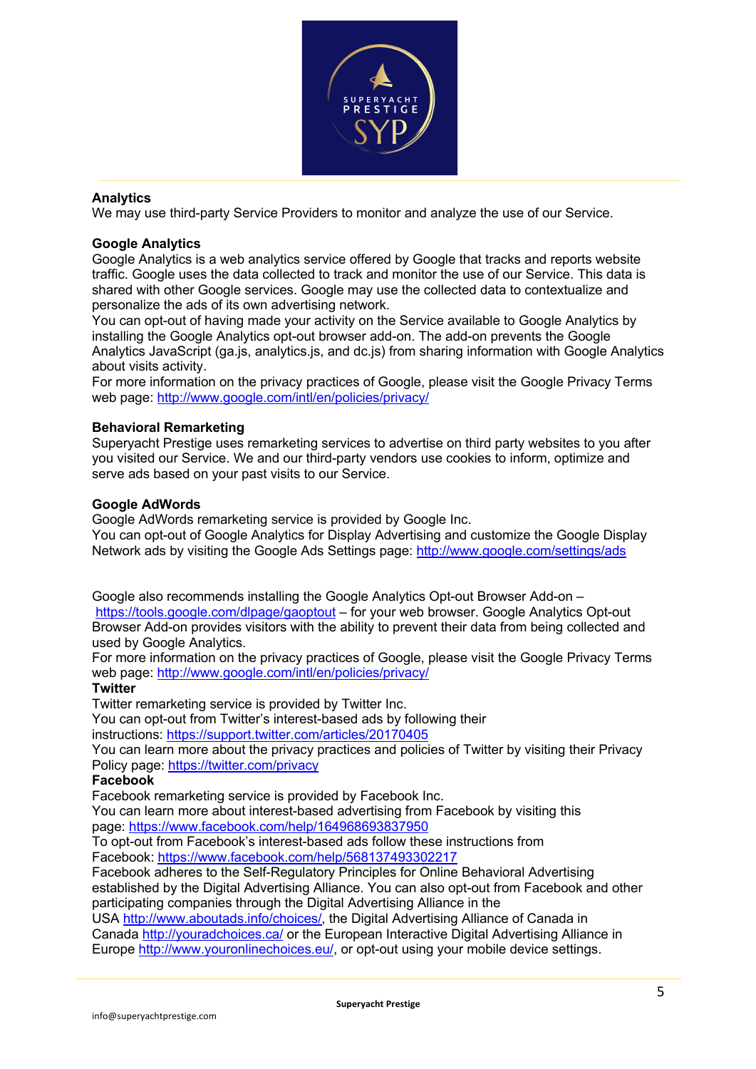### Analytics

We may use third-party Service Providers to monitor and analyze the use of our Service.

### Google Analytics

Google Analytics is a web analytics service offered by Google that tracks and reports website traffic. Google uses the data collected to track and monitor the use of our Service. This data is shared with other Google services. Google may use the collected data to contextualize and personalize the ads of its own advertising network.

You can opt-out of having made your activity on the Service available to Google Analytics by installing the Google Analytics opt-out browser add-on. The add-on prevents the Google Analytics JavaScript (ga.js, analytics.js, and dc.js) from sharing information with Google Analytics about visits activity.

For more information on the privacy practices of Google, please visit the Google Privacy Terms web page: http://www.google.com/intl/en/policies/privacy/

### Behavioral Remarketing

Superyacht Prestige uses remarketing services to advertise on third party websites to you after you visited our Service. We and our third-party vendors use cookies to inform, optimize and serve ads based on your past visits to our Service.

### Google AdWords

Google AdWords remarketing service is provided by Google Inc.

You can opt-out of Google Analytics for Display Advertising and customize the Google Display Network ads by visiting the Google Ads Settings page: http://www.google.com/settings/ads

Google also recommends installing the Google Analytics Opt-out Browser Add-on – https://tools.google.com/dlpage/gaoptout – for your web browser. Google Analytics Opt-out Browser Add-on provides visitors with the ability to prevent their data from being collected and used by Google Analytics.

For more information on the privacy practices of Google, please visit the Google Privacy Terms web page: http://www.google.com/intl/en/policies/privacy/

### Twitter

Twitter remarketing service is provided by Twitter Inc.

You can opt-out from Twitter's interest-based ads by following their instructions: https://support.twitter.com/articles/20170405

You can learn more about the privacy practices and policies of Twitter by visiting their Privacy Policy page: https://twitter.com/privacy

### Facebook

Facebook remarketing service is provided by Facebook Inc.

You can learn more about interest-based advertising from Facebook by visiting this page: https://www.facebook.com/help/164968693837950

To opt-out from Facebook's interest-based ads follow these instructions from Facebook: https://www.facebook.com/help/568137493302217

Facebook adheres to the Self-Regulatory Principles for Online Behavioral Advertising established by the Digital Advertising Alliance. You can also opt-out from Facebook and other participating companies through the Digital Advertising Alliance in the USA http://www.aboutads.info/choices/, the Digital Advertising Alliance of Canada in Canada http://youradchoices.ca/ or the European Interactive Digital Advertising Alliance in Europe http://www.youronlinechoices.eu/, or opt-out using your mobile device settings.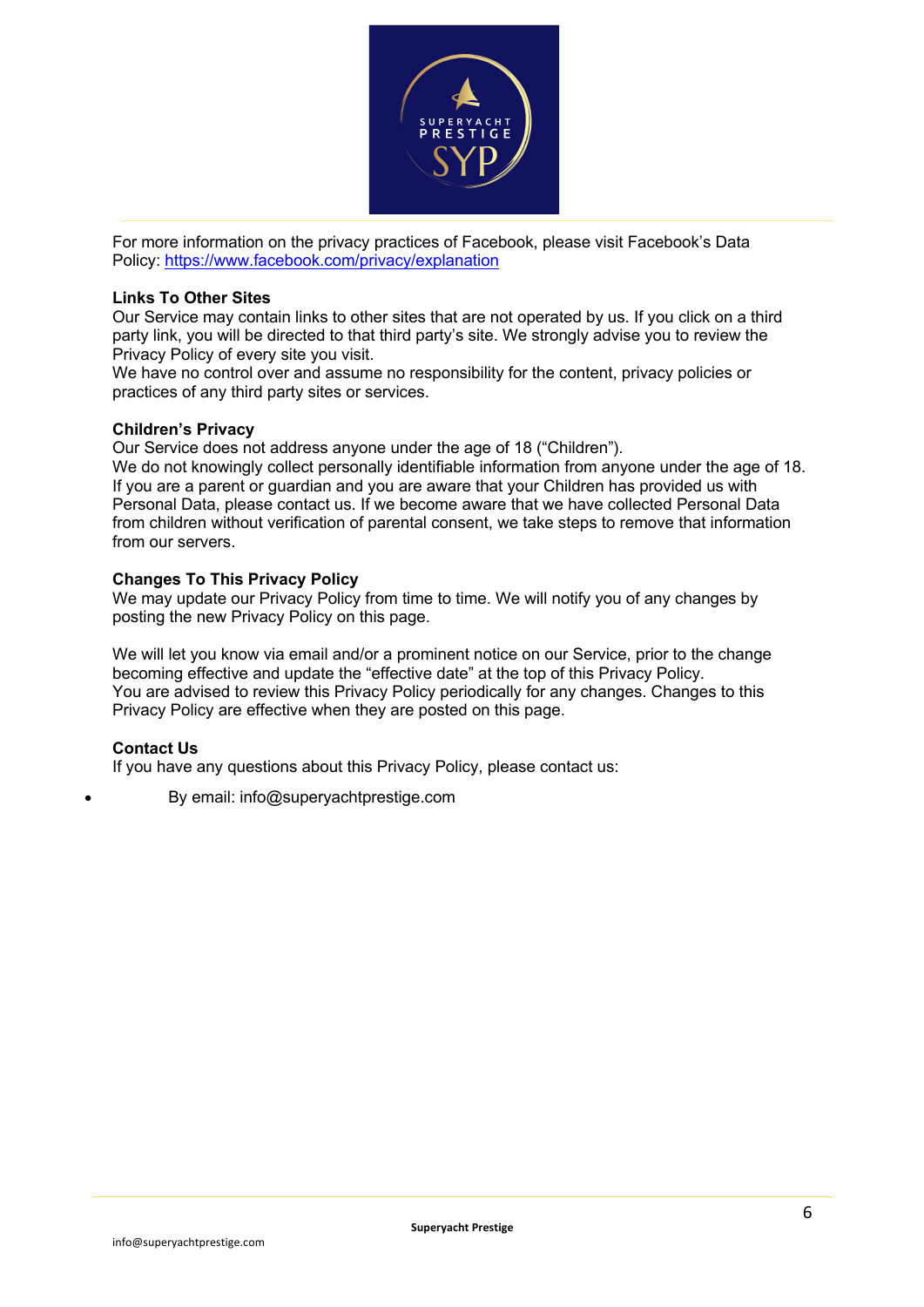For more information on the privacy practices of Facebook, please visit Facebook's Data Policy: [https://www.facebook.com/privacy/explanation](https://www.facebook.com/privacy/explanation)

**Links To Other Sites**

Our Service may contain links to other sites that are not operated by us. If you click on a third party link, you will be directed to that third party's site. We strongly advise you to review the Privacy Policy of every site you visit.

We have no control over and assume no responsibility for the content, privacy policies or practices of any third party sites or services.

**Children's Privacy**

Our Service does not address anyone under the age of 18 ("Children").

We do not knowingly collect personally identifiable information from anyone under the age of 18. If you are a parent or guardian and you are aware that your Children has provided us with Personal Data, please contact us. If we become aware that we have collected Personal Data from children without verification of parental consent, we take steps to remove that information from our servers.

**Changes To This Privacy Policy**

We may update our Privacy Policy from time to time. We will notify you of any changes by posting the new Privacy Policy on this page.

We will let you know via email and/or a prominent notice on our Service, prior to the change becoming effective and update the "effective date" at the top of this Privacy Policy.

You are advised to review this Privacy Policy periodically for any changes. Changes to this Privacy Policy are effective when they are posted on this page.

**Contact Us**

If you have any questions about this Privacy Policy, please contact us:

- By email: info@superyachtprestige.com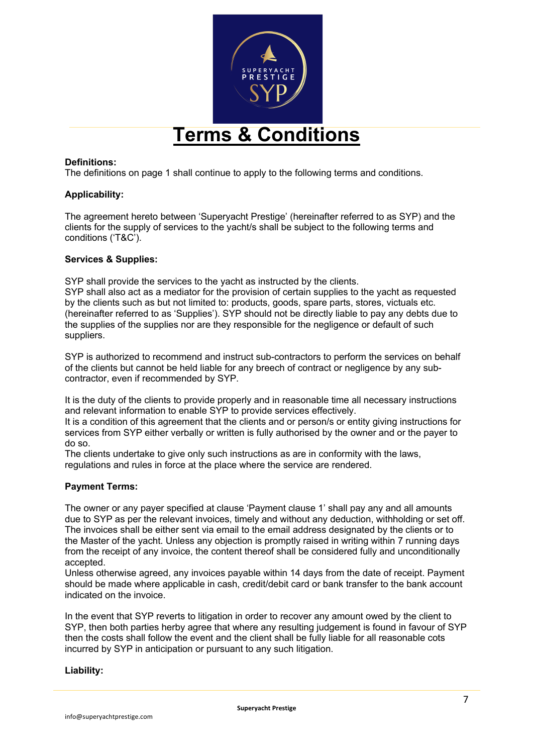# Terms & Conditions

**Definitions:**
The definitions on page 1 shall continue to apply to the following terms and conditions.

**Applicability:**

The agreement hereto between 'Superyacht Prestige' (hereinafter referred to as SYP) and the clients for the supply of services to the yacht/s shall be subject to the following terms and conditions ('T&C').

**Services & Supplies:**

SYP shall provide the services to the yacht as instructed by the clients.
SYP shall also act as a mediator for the provision of certain supplies to the yacht as requested by the clients such as but not limited to: products, goods, spare parts, stores, victuals etc. (hereinafter referred to as 'Supplies'). SYP should not be directly liable to pay any debts due to the supplies of the supplies nor are they responsible for the negligence or default of such suppliers.

SYP is authorized to recommend and instruct sub-contractors to perform the services on behalf of the clients but cannot be held liable for any breech of contract or negligence by any sub-contractor, even if recommended by SYP.

It is the duty of the clients to provide properly and in reasonable time all necessary instructions and relevant information to enable SYP to provide services effectively.
It is a condition of this agreement that the clients and or person/s or entity giving instructions for services from SYP either verbally or written is fully authorised by the owner and or the payer to do so.
The clients undertake to give only such instructions as are in conformity with the laws, regulations and rules in force at the place where the service are rendered.

**Payment Terms:**

The owner or any payer specified at clause 'Payment clause 1' shall pay any and all amounts due to SYP as per the relevant invoices, timely and without any deduction, withholding or set off. The invoices shall be either sent via email to the email address designated by the clients or to the Master of the yacht. Unless any objection is promptly raised in writing within 7 running days from the receipt of any invoice, the content thereof shall be considered fully and unconditionally accepted.
Unless otherwise agreed, any invoices payable within 14 days from the date of receipt. Payment should be made where applicable in cash, credit/debit card or bank transfer to the bank account indicated on the invoice.

In the event that SYP reverts to litigation in order to recover any amount owed by the client to SYP, then both parties herby agree that where any resulting judgement is found in favour of SYP then the costs shall follow the event and the client shall be fully liable for all reasonable cots incurred by SYP in anticipation or pursuant to any such litigation.

**Liability:**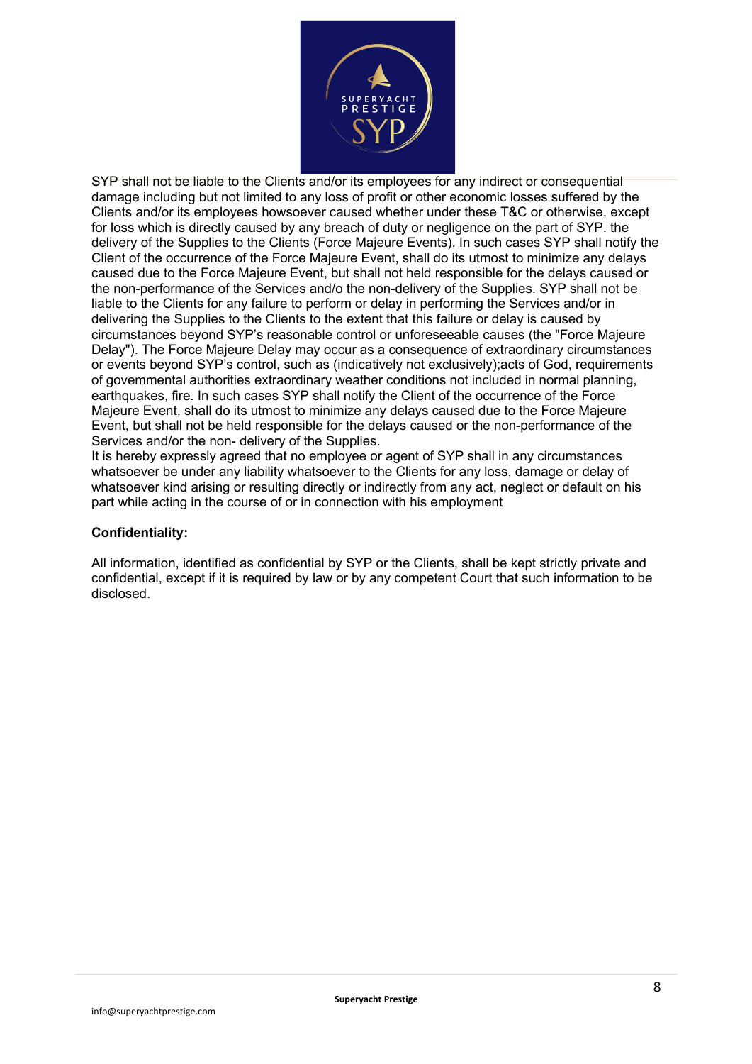SYP shall not be liable to the Clients and/or its employees for any indirect or consequential damage including but not limited to any loss of profit or other economic losses suffered by the Clients and/or its employees howsoever caused whether under these T&C or otherwise, except for loss which is directly caused by any breach of duty or negligence on the part of SYP. the delivery of the Supplies to the Clients (Force Majeure Events). In such cases SYP shall notify the Client of the occurrence of the Force Majeure Event, shall do its utmost to minimize any delays caused due to the Force Majeure Event, but shall not held responsible for the delays caused or the non-performance of the Services and/o the non-delivery of the Supplies. SYP shall not be liable to the Clients for any failure to perform or delay in performing the Services and/or in delivering the Supplies to the Clients to the extent that this failure or delay is caused by circumstances beyond SYP's reasonable control or unforeseeable causes (the "Force Majeure Delay"). The Force Majeure Delay may occur as a consequence of extraordinary circumstances or events beyond SYP's control, such as (indicatively not exclusively);acts of God, requirements of govemmental authorities extraordinary weather conditions not included in normal planning, earthquakes, fire. In such cases SYP shall notify the Client of the occurrence of the Force Majeure Event, shall do its utmost to minimize any delays caused due to the Force Majeure Event, but shall not be held responsible for the delays caused or the non-performance of the Services and/or the non- delivery of the Supplies.

It is hereby expressly agreed that no employee or agent of SYP shall in any circumstances whatsoever be under any liability whatsoever to the Clients for any loss, damage or delay of whatsoever kind arising or resulting directly or indirectly from any act, neglect or default on his part while acting in the course of or in connection with his employment

**Confidentiality:**

All information, identified as confidential by SYP or the Clients, shall be kept strictly private and confidential, except if it is required by law or by any competent Court that such information to be disclosed.